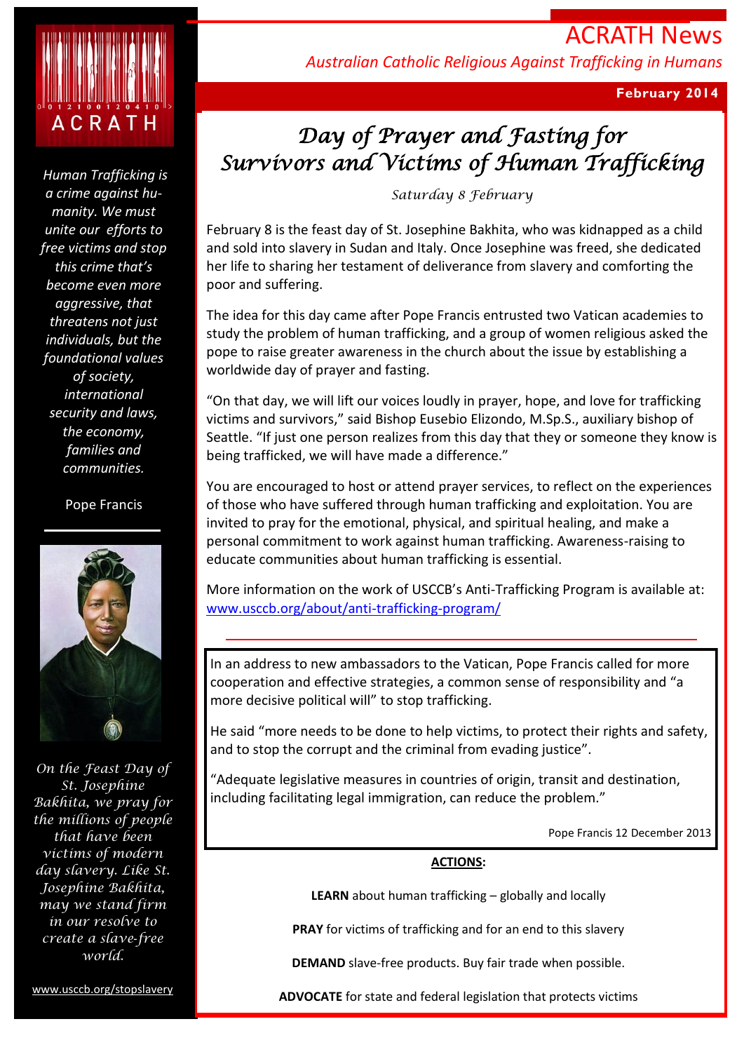# ACRATH News

*Australian Catholic Religious Against Trafficking in Humans*

**February 2014**

ACRATH

*Human Trafficking is a crime against humanity. We must unite our efforts to free victims and stop this crime that's become even more aggressive, that threatens not just individuals, but the foundational values of society, international security and laws, the economy, families and communities.*

Pope Francis

*On the Feast Day of St. Josephine Bakhita, we pray for the millions of people that have been victims of modern day slavery. Like St. Josephine Bakhita, may we stand firm in our resolve to create a slave-free world.*

www.usccb.org/stopslavery

## Day of Prayer and Fasting for Survivors and Victims of Human Trafficking

*Saturday 8 February*

February 8 is the feast day of St. Josephine Bakhita, who was kidnapped as a child and sold into slavery in Sudan and Italy. Once Josephine was freed, she dedicated her life to sharing her testament of deliverance from slavery and comforting the poor and suffering.

The idea for this day came after Pope Francis entrusted two Vatican academies to study the problem of human trafficking, and a group of women religious asked the pope to raise greater awareness in the church about the issue by establishing a worldwide day of prayer and fasting.

"On that day, we will lift our voices loudly in prayer, hope, and love for trafficking victims and survivors," said Bishop Eusebio Elizondo, M.Sp.S., auxiliary bishop of Seattle. "If just one person realizes from this day that they or someone they know is being trafficked, we will have made a difference."

You are encouraged to host or attend prayer services, to reflect on the experiences of those who have suffered through human trafficking and exploitation. You are invited to pray for the emotional, physical, and spiritual healing, and make a personal commitment to work against human trafficking. Awareness-raising to educate communities about human trafficking is essential.

More information on the work of USCCB's Anti-Trafficking Program is available at: www.usccb.org/about/anti-trafficking-program/

---

In an address to new ambassadors to the Vatican, Pope Francis called for more cooperation and effective strategies, a common sense of responsibility and "a more decisive political will" to stop trafficking.

He said "more needs to be done to help victims, to protect their rights and safety, and to stop the corrupt and the criminal from evading justice".

"Adequate legislative measures in countries of origin, transit and destination, including facilitating legal immigration, can reduce the problem."

Pope Francis 12 December 2013

**ACTIONS:**

**LEARN** about human trafficking – globally and locally

**PRAY** for victims of trafficking and for an end to this slavery

**DEMAND** slave-free products. Buy fair trade when possible.

**ADVOCATE** for state and federal legislation that protects victims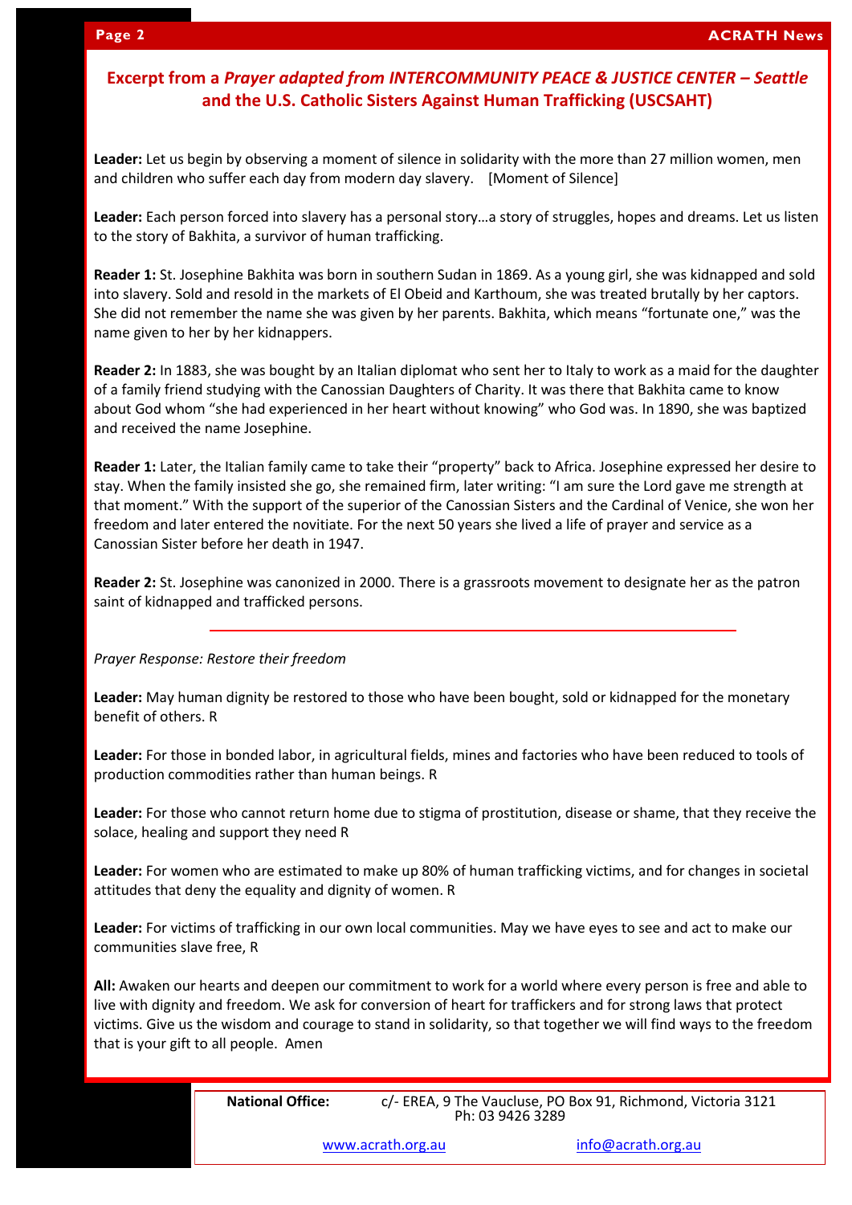## Excerpt from a *Prayer adapted from INTERCOMMUNITY PEACE & JUSTICE CENTER – Seattle* and the U.S. Catholic Sisters Against Human Trafficking (USCSAHT)

**Leader:** Let us begin by observing a moment of silence in solidarity with the more than 27 million women, men and children who suffer each day from modern day slavery. [Moment of Silence]

**Leader:** Each person forced into slavery has a personal story…a story of struggles, hopes and dreams. Let us listen to the story of Bakhita, a survivor of human trafficking.

**Reader 1:** St. Josephine Bakhita was born in southern Sudan in 1869. As a young girl, she was kidnapped and sold into slavery. Sold and resold in the markets of El Obeid and Karthoum, she was treated brutally by her captors. She did not remember the name she was given by her parents. Bakhita, which means "fortunate one," was the name given to her by her kidnappers.

**Reader 2:** In 1883, she was bought by an Italian diplomat who sent her to Italy to work as a maid for the daughter of a family friend studying with the Canossian Daughters of Charity. It was there that Bakhita came to know about God whom "she had experienced in her heart without knowing" who God was. In 1890, she was baptized and received the name Josephine.

**Reader 1:** Later, the Italian family came to take their "property" back to Africa. Josephine expressed her desire to stay. When the family insisted she go, she remained firm, later writing: "I am sure the Lord gave me strength at that moment." With the support of the superior of the Canossian Sisters and the Cardinal of Venice, she won her freedom and later entered the novitiate. For the next 50 years she lived a life of prayer and service as a Canossian Sister before her death in 1947.

**Reader 2:** St. Josephine was canonized in 2000. There is a grassroots movement to designate her as the patron saint of kidnapped and trafficked persons.

---

*Prayer Response: Restore their freedom*

**Leader:** May human dignity be restored to those who have been bought, sold or kidnapped for the monetary benefit of others. R

**Leader:** For those in bonded labor, in agricultural fields, mines and factories who have been reduced to tools of production commodities rather than human beings. R

**Leader:** For those who cannot return home due to stigma of prostitution, disease or shame, that they receive the solace, healing and support they need R

**Leader:** For women who are estimated to make up 80% of human trafficking victims, and for changes in societal attitudes that deny the equality and dignity of women. R

**Leader:** For victims of trafficking in our own local communities. May we have eyes to see and act to make our communities slave free, R

**All:** Awaken our hearts and deepen our commitment to work for a world where every person is free and able to live with dignity and freedom. We ask for conversion of heart for traffickers and for strong laws that protect victims. Give us the wisdom and courage to stand in solidarity, so that together we will find ways to the freedom that is your gift to all people. Amen

**National Office:** c/- EREA, 9 The Vaucluse, PO Box 91, Richmond, Victoria 3121
Ph: 03 9426 3289

www.acrath.org.au info@acrath.org.au